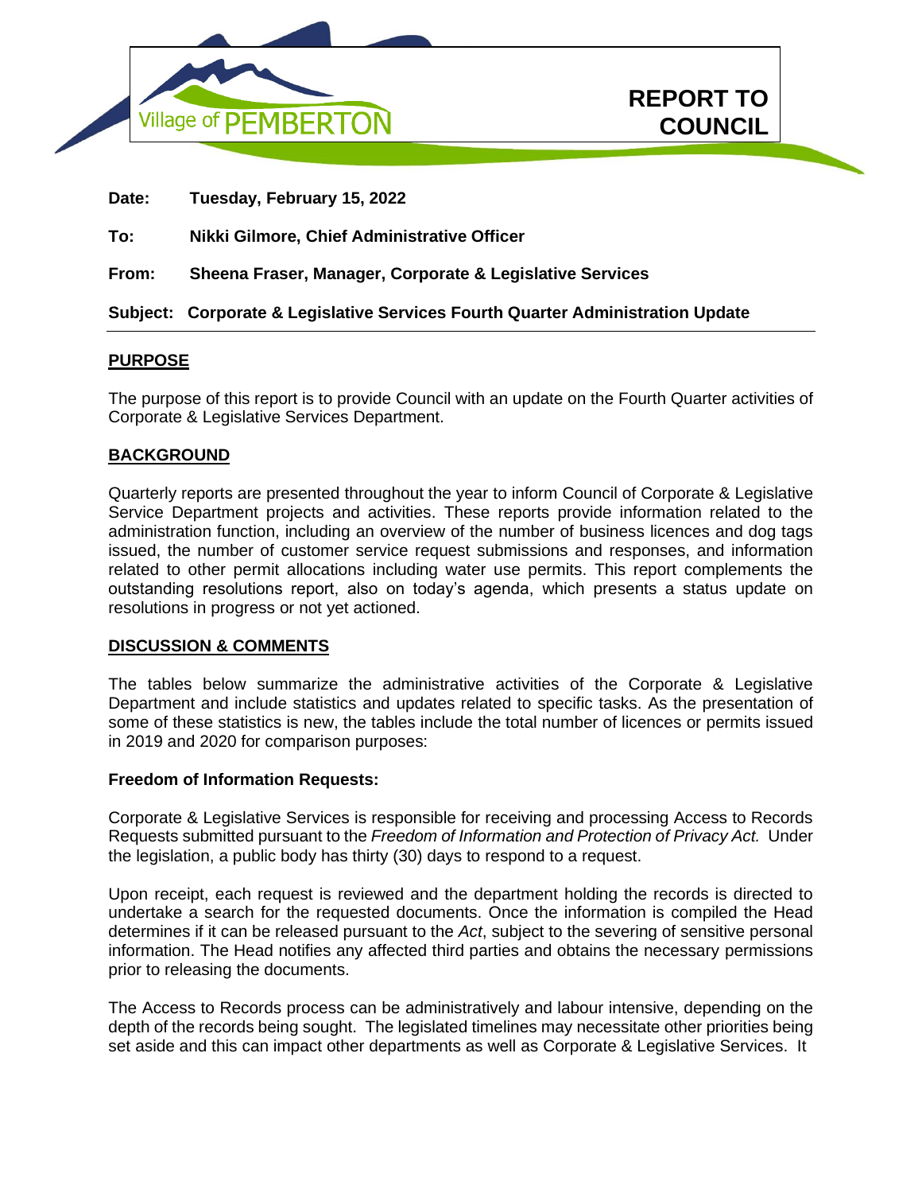Village of PEMBERTON

# REPORT TO COUNCIL

**Date:** **Tuesday, February 15, 2022**

**To:** **Nikki Gilmore, Chief Administrative Officer**

**From:** **Sheena Fraser, Manager, Corporate & Legislative Services**

**Subject:** **Corporate & Legislative Services Fourth Quarter Administration Update**

## PURPOSE

The purpose of this report is to provide Council with an update on the Fourth Quarter activities of Corporate & Legislative Services Department.

## BACKGROUND

Quarterly reports are presented throughout the year to inform Council of Corporate & Legislative Service Department projects and activities. These reports provide information related to the administration function, including an overview of the number of business licences and dog tags issued, the number of customer service request submissions and responses, and information related to other permit allocations including water use permits. This report complements the outstanding resolutions report, also on today's agenda, which presents a status update on resolutions in progress or not yet actioned.

## DISCUSSION & COMMENTS

The tables below summarize the administrative activities of the Corporate & Legislative Department and include statistics and updates related to specific tasks. As the presentation of some of these statistics is new, the tables include the total number of licences or permits issued in 2019 and 2020 for comparison purposes:

### Freedom of Information Requests:

Corporate & Legislative Services is responsible for receiving and processing Access to Records Requests submitted pursuant to the *Freedom of Information and Protection of Privacy Act.* Under the legislation, a public body has thirty (30) days to respond to a request.

Upon receipt, each request is reviewed and the department holding the records is directed to undertake a search for the requested documents. Once the information is compiled the Head determines if it can be released pursuant to the *Act*, subject to the severing of sensitive personal information. The Head notifies any affected third parties and obtains the necessary permissions prior to releasing the documents.

The Access to Records process can be administratively and labour intensive, depending on the depth of the records being sought. The legislated timelines may necessitate other priorities being set aside and this can impact other departments as well as Corporate & Legislative Services. It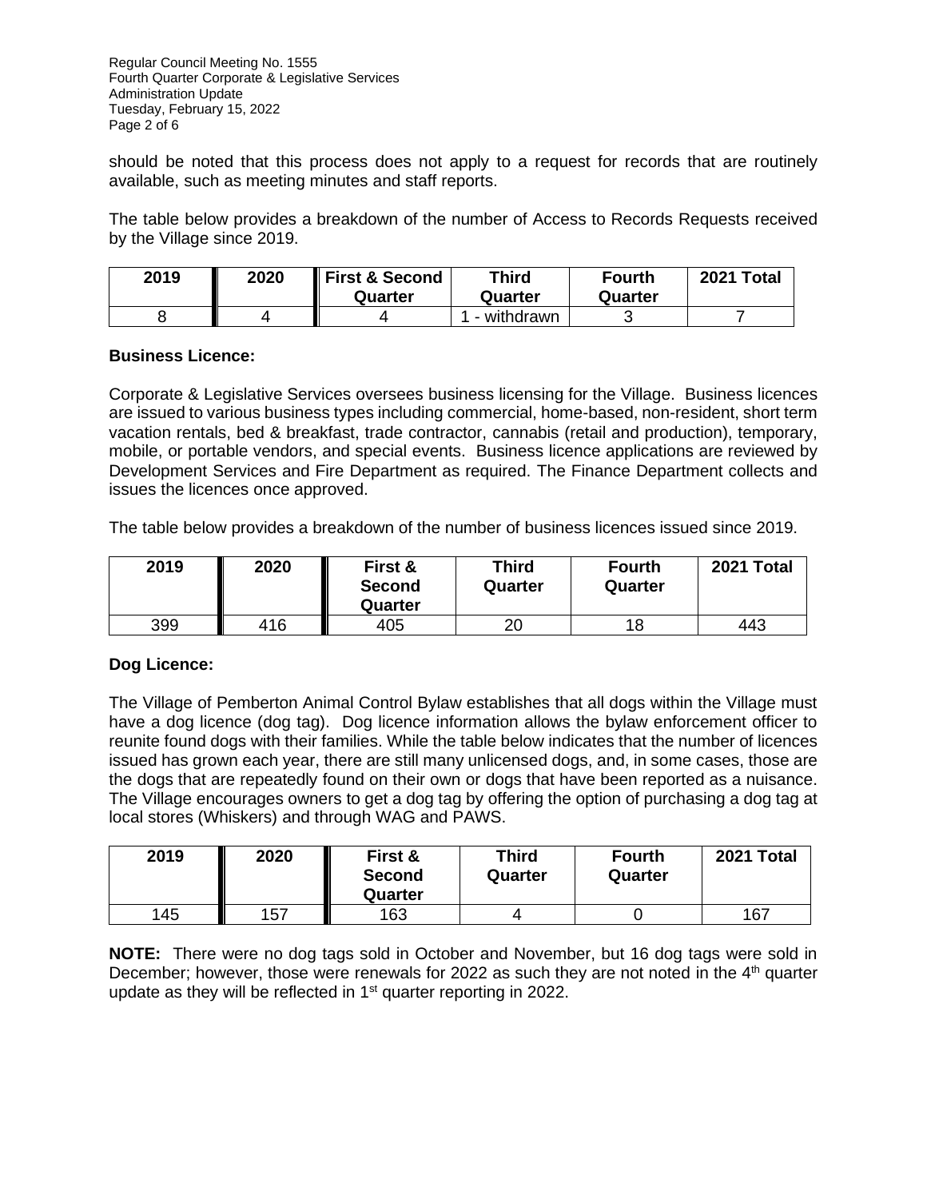should be noted that this process does not apply to a request for records that are routinely available, such as meeting minutes and staff reports.

The table below provides a breakdown of the number of Access to Records Requests received by the Village since 2019.

| 2019 | 2020 | First & Second Quarter | Third Quarter | Fourth Quarter | 2021 Total |
|---|---|---|---|---|---|
| 8 | 4 | 4 | 1 - withdrawn | 3 | 7 |

**Business Licence:**

Corporate & Legislative Services oversees business licensing for the Village. Business licences are issued to various business types including commercial, home-based, non-resident, short term vacation rentals, bed & breakfast, trade contractor, cannabis (retail and production), temporary, mobile, or portable vendors, and special events. Business licence applications are reviewed by Development Services and Fire Department as required. The Finance Department collects and issues the licences once approved.

The table below provides a breakdown of the number of business licences issued since 2019.

| 2019 | 2020 | First & Second Quarter | Third Quarter | Fourth Quarter | 2021 Total |
|---|---|---|---|---|---|
| 399 | 416 | 405 | 20 | 18 | 443 |

**Dog Licence:**

The Village of Pemberton Animal Control Bylaw establishes that all dogs within the Village must have a dog licence (dog tag). Dog licence information allows the bylaw enforcement officer to reunite found dogs with their families. While the table below indicates that the number of licences issued has grown each year, there are still many unlicensed dogs, and, in some cases, those are the dogs that are repeatedly found on their own or dogs that have been reported as a nuisance. The Village encourages owners to get a dog tag by offering the option of purchasing a dog tag at local stores (Whiskers) and through WAG and PAWS.

| 2019 | 2020 | First & Second Quarter | Third Quarter | Fourth Quarter | 2021 Total |
|---|---|---|---|---|---|
| 145 | 157 | 163 | 4 | 0 | 167 |

**NOTE:** There were no dog tags sold in October and November, but 16 dog tags were sold in December; however, those were renewals for 2022 as such they are not noted in the 4th quarter update as they will be reflected in 1st quarter reporting in 2022.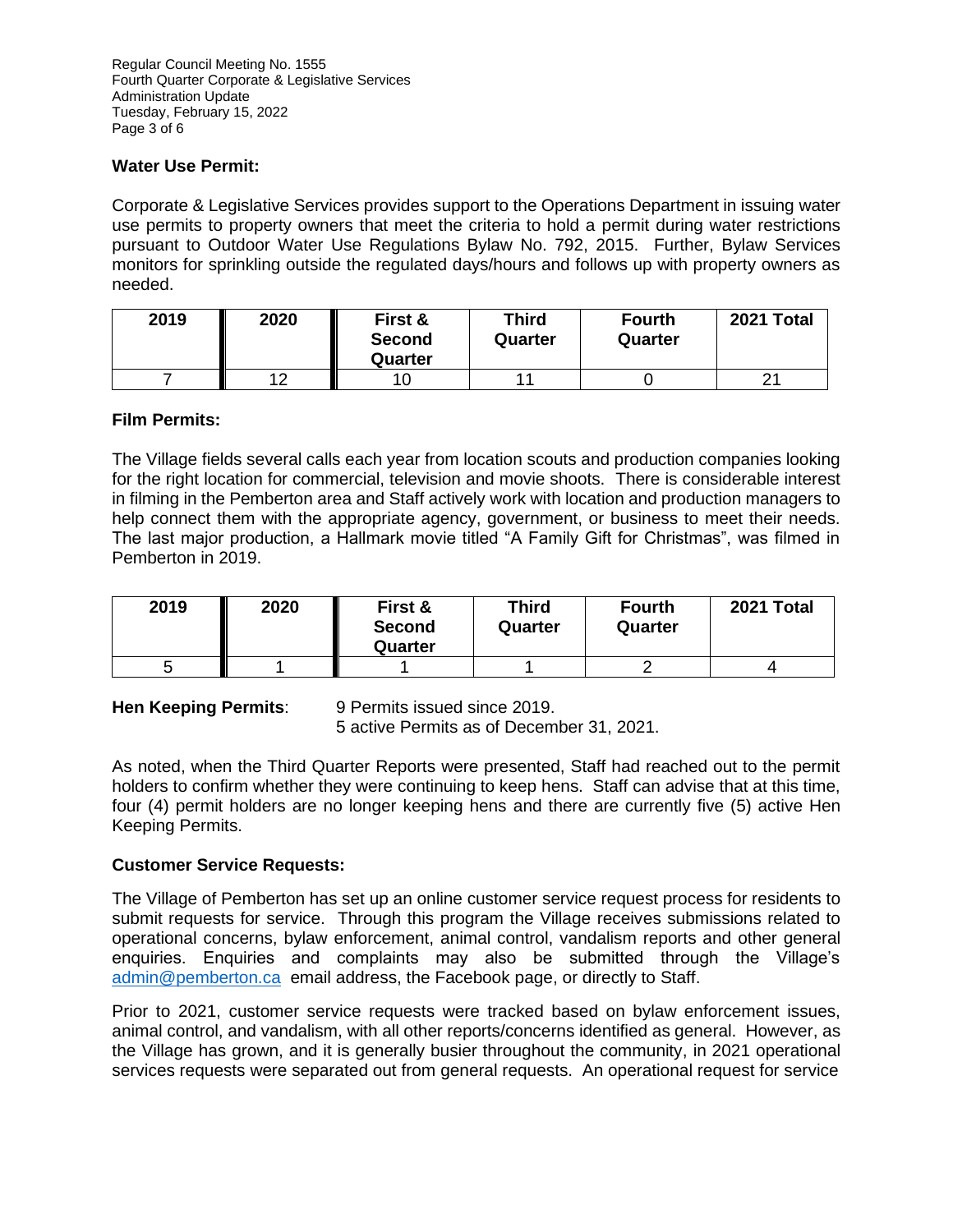### Water Use Permit:

Corporate & Legislative Services provides support to the Operations Department in issuing water use permits to property owners that meet the criteria to hold a permit during water restrictions pursuant to Outdoor Water Use Regulations Bylaw No. 792, 2015. Further, Bylaw Services monitors for sprinkling outside the regulated days/hours and follows up with property owners as needed.

| 2019 | 2020 | First & Second Quarter | Third Quarter | Fourth Quarter | 2021 Total |
|---|---|---|---|---|---|
| 7 | 12 | 10 | 11 | 0 | 21 |

### Film Permits:

The Village fields several calls each year from location scouts and production companies looking for the right location for commercial, television and movie shoots. There is considerable interest in filming in the Pemberton area and Staff actively work with location and production managers to help connect them with the appropriate agency, government, or business to meet their needs. The last major production, a Hallmark movie titled “A Family Gift for Christmas”, was filmed in Pemberton in 2019.

| 2019 | 2020 | First & Second Quarter | Third Quarter | Fourth Quarter | 2021 Total |
|---|---|---|---|---|---|
| 5 | 1 | 1 | 1 | 2 | 4 |

**Hen Keeping Permits**: 9 Permits issued since 2019.
5 active Permits as of December 31, 2021.

As noted, when the Third Quarter Reports were presented, Staff had reached out to the permit holders to confirm whether they were continuing to keep hens. Staff can advise that at this time, four (4) permit holders are no longer keeping hens and there are currently five (5) active Hen Keeping Permits.

### Customer Service Requests:

The Village of Pemberton has set up an online customer service request process for residents to submit requests for service. Through this program the Village receives submissions related to operational concerns, bylaw enforcement, animal control, vandalism reports and other general enquiries. Enquiries and complaints may also be submitted through the Village’s admin@pemberton.ca email address, the Facebook page, or directly to Staff.

Prior to 2021, customer service requests were tracked based on bylaw enforcement issues, animal control, and vandalism, with all other reports/concerns identified as general. However, as the Village has grown, and it is generally busier throughout the community, in 2021 operational services requests were separated out from general requests. An operational request for service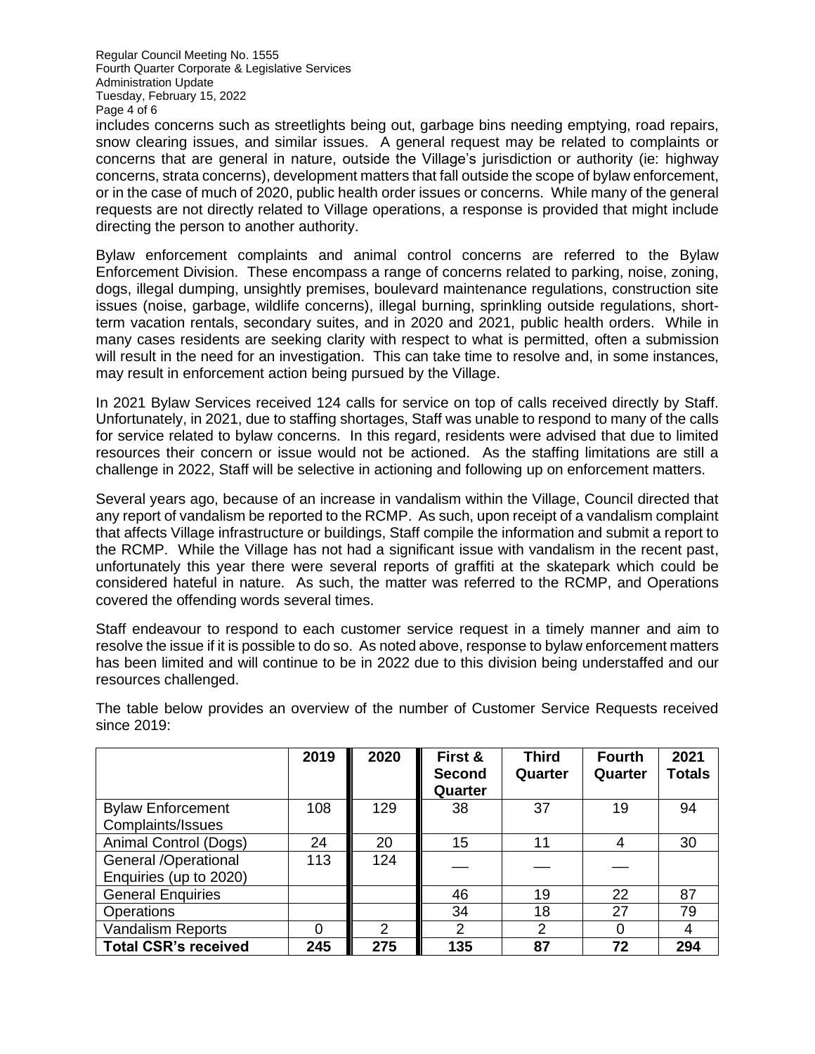includes concerns such as streetlights being out, garbage bins needing emptying, road repairs, snow clearing issues, and similar issues. A general request may be related to complaints or concerns that are general in nature, outside the Village's jurisdiction or authority (ie: highway concerns, strata concerns), development matters that fall outside the scope of bylaw enforcement, or in the case of much of 2020, public health order issues or concerns. While many of the general requests are not directly related to Village operations, a response is provided that might include directing the person to another authority.

Bylaw enforcement complaints and animal control concerns are referred to the Bylaw Enforcement Division. These encompass a range of concerns related to parking, noise, zoning, dogs, illegal dumping, unsightly premises, boulevard maintenance regulations, construction site issues (noise, garbage, wildlife concerns), illegal burning, sprinkling outside regulations, short-term vacation rentals, secondary suites, and in 2020 and 2021, public health orders. While in many cases residents are seeking clarity with respect to what is permitted, often a submission will result in the need for an investigation. This can take time to resolve and, in some instances, may result in enforcement action being pursued by the Village.

In 2021 Bylaw Services received 124 calls for service on top of calls received directly by Staff. Unfortunately, in 2021, due to staffing shortages, Staff was unable to respond to many of the calls for service related to bylaw concerns. In this regard, residents were advised that due to limited resources their concern or issue would not be actioned. As the staffing limitations are still a challenge in 2022, Staff will be selective in actioning and following up on enforcement matters.

Several years ago, because of an increase in vandalism within the Village, Council directed that any report of vandalism be reported to the RCMP. As such, upon receipt of a vandalism complaint that affects Village infrastructure or buildings, Staff compile the information and submit a report to the RCMP. While the Village has not had a significant issue with vandalism in the recent past, unfortunately this year there were several reports of graffiti at the skatepark which could be considered hateful in nature. As such, the matter was referred to the RCMP, and Operations covered the offending words several times.

Staff endeavour to respond to each customer service request in a timely manner and aim to resolve the issue if it is possible to do so. As noted above, response to bylaw enforcement matters has been limited and will continue to be in 2022 due to this division being understaffed and our resources challenged.

The table below provides an overview of the number of Customer Service Requests received since 2019:

| | 2019 | 2020 | First & Second Quarter | Third Quarter | Fourth Quarter | 2021 Totals |
|---|---|---|---|---|---|---|
| Bylaw Enforcement Complaints/Issues | 108 | 129 | 38 | 37 | 19 | 94 |
| Animal Control (Dogs) | 24 | 20 | 15 | 11 | 4 | 30 |
| General /Operational Enquiries (up to 2020) | 113 | 124 | __ | __ | __ | |
| General Enquiries | | | 46 | 19 | 22 | 87 |
| Operations | | | 34 | 18 | 27 | 79 |
| Vandalism Reports | 0 | 2 | 2 | 2 | 0 | 4 |
| **Total CSR's received** | **245** | **275** | **135** | **87** | **72** | **294** |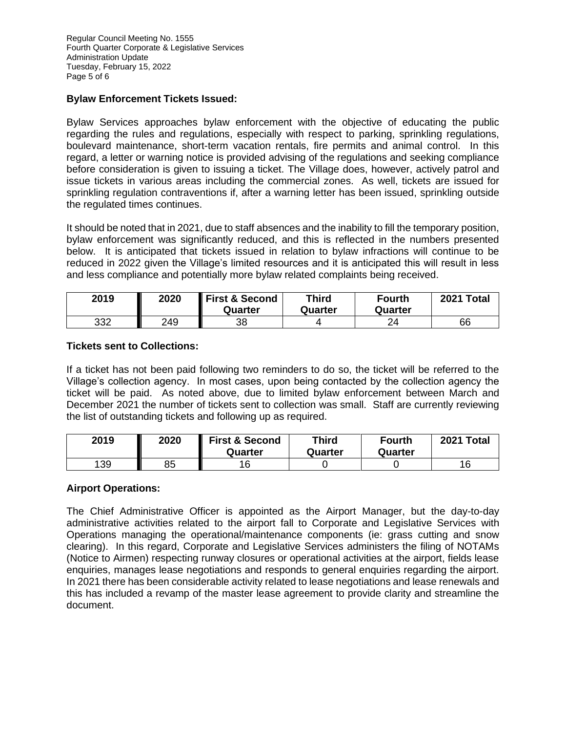## Bylaw Enforcement Tickets Issued:

Bylaw Services approaches bylaw enforcement with the objective of educating the public regarding the rules and regulations, especially with respect to parking, sprinkling regulations, boulevard maintenance, short-term vacation rentals, fire permits and animal control. In this regard, a letter or warning notice is provided advising of the regulations and seeking compliance before consideration is given to issuing a ticket. The Village does, however, actively patrol and issue tickets in various areas including the commercial zones. As well, tickets are issued for sprinkling regulation contraventions if, after a warning letter has been issued, sprinkling outside the regulated times continues.

It should be noted that in 2021, due to staff absences and the inability to fill the temporary position, bylaw enforcement was significantly reduced, and this is reflected in the numbers presented below. It is anticipated that tickets issued in relation to bylaw infractions will continue to be reduced in 2022 given the Village's limited resources and it is anticipated this will result in less and less compliance and potentially more bylaw related complaints being received.

| 2019 | 2020 | First & Second Quarter | Third Quarter | Fourth Quarter | 2021 Total |
|---|---|---|---|---|---|
| 332 | 249 | 38 | 4 | 24 | 66 |

## Tickets sent to Collections:

If a ticket has not been paid following two reminders to do so, the ticket will be referred to the Village's collection agency. In most cases, upon being contacted by the collection agency the ticket will be paid. As noted above, due to limited bylaw enforcement between March and December 2021 the number of tickets sent to collection was small. Staff are currently reviewing the list of outstanding tickets and following up as required.

| 2019 | 2020 | First & Second Quarter | Third Quarter | Fourth Quarter | 2021 Total |
|---|---|---|---|---|---|
| 139 | 85 | 16 | 0 | 0 | 16 |

## Airport Operations:

The Chief Administrative Officer is appointed as the Airport Manager, but the day-to-day administrative activities related to the airport fall to Corporate and Legislative Services with Operations managing the operational/maintenance components (ie: grass cutting and snow clearing). In this regard, Corporate and Legislative Services administers the filing of NOTAMs (Notice to Airmen) respecting runway closures or operational activities at the airport, fields lease enquiries, manages lease negotiations and responds to general enquiries regarding the airport. In 2021 there has been considerable activity related to lease negotiations and lease renewals and this has included a revamp of the master lease agreement to provide clarity and streamline the document.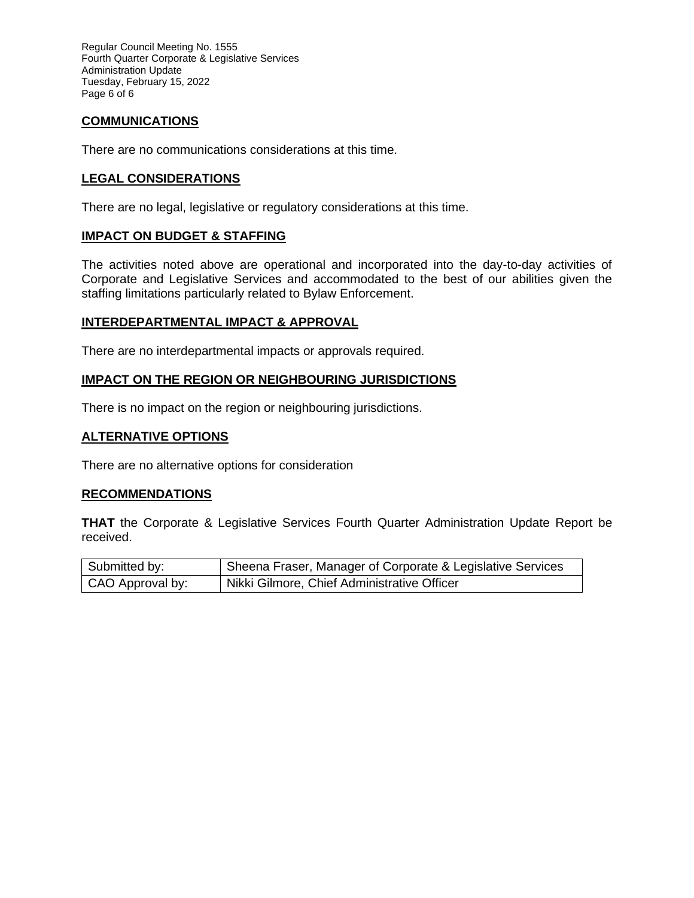## COMMUNICATIONS

There are no communications considerations at this time.

## LEGAL CONSIDERATIONS

There are no legal, legislative or regulatory considerations at this time.

## IMPACT ON BUDGET & STAFFING

The activities noted above are operational and incorporated into the day-to-day activities of Corporate and Legislative Services and accommodated to the best of our abilities given the staffing limitations particularly related to Bylaw Enforcement.

## INTERDEPARTMENTAL IMPACT & APPROVAL

There are no interdepartmental impacts or approvals required.

## IMPACT ON THE REGION OR NEIGHBOURING JURISDICTIONS

There is no impact on the region or neighbouring jurisdictions.

## ALTERNATIVE OPTIONS

There are no alternative options for consideration

## RECOMMENDATIONS

**THAT** the Corporate & Legislative Services Fourth Quarter Administration Update Report be received.

| | |
|---|---|
| Submitted by: | Sheena Fraser, Manager of Corporate & Legislative Services |
| CAO Approval by: | Nikki Gilmore, Chief Administrative Officer |